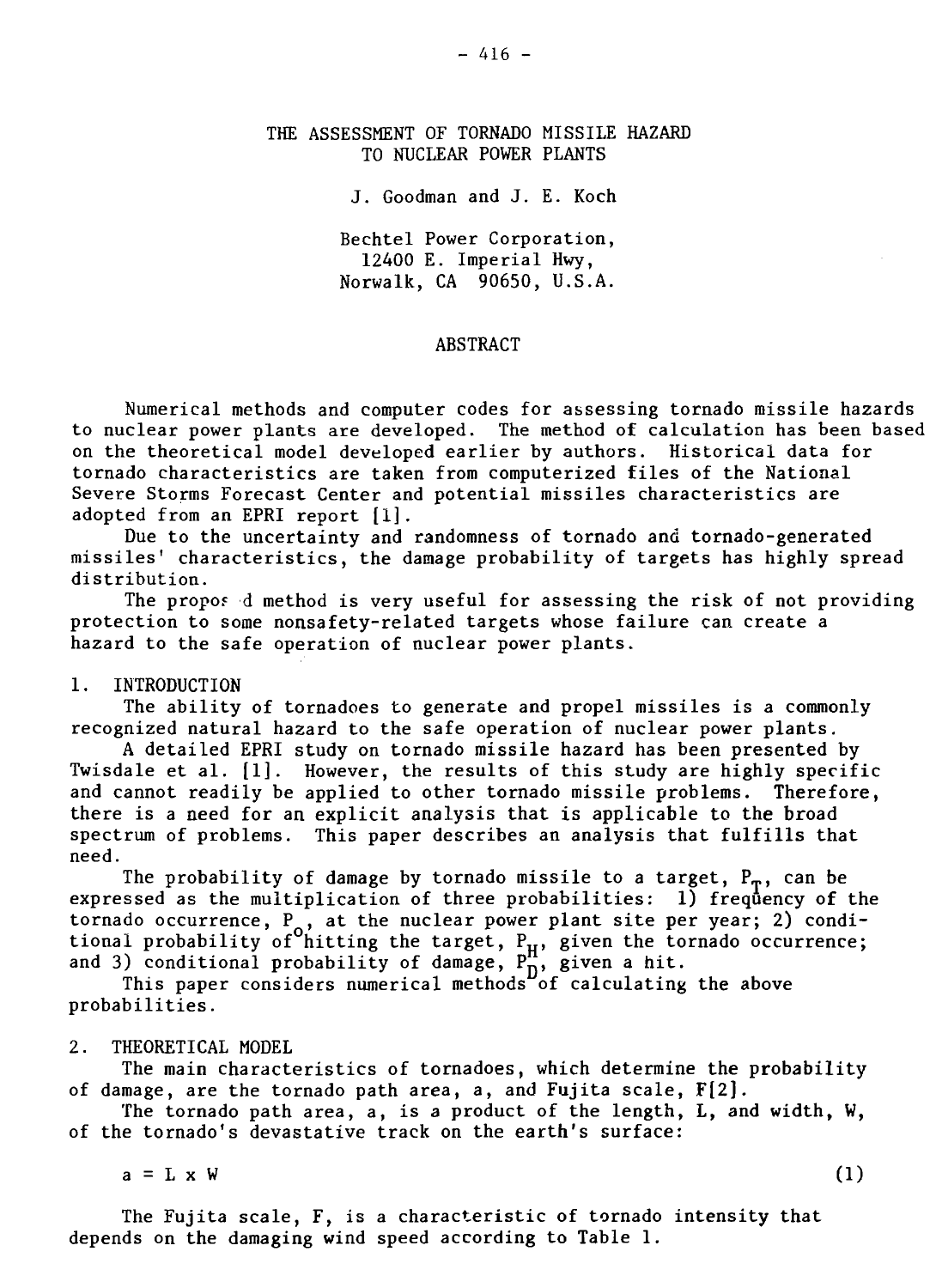# THE ASSESSMENT OF TORNADO MISSILE HAZARD TO NUCLEAR POWER PLANTS

J. Goodman and J. E. Koch

Bechtel Power Corporation,
12400 E. Imperial Hwy,
Norwalk, CA 90650, U.S.A.

## ABSTRACT

Numerical methods and computer codes for assessing tornado missile hazards to nuclear power plants are developed. The method of calculation has been based on the theoretical model developed earlier by authors. Historical data for tornado characteristics are taken from computerized files of the National Severe Storms Forecast Center and potential missiles characteristics are adopted from an EPRI report [1].

Due to the uncertainty and randomness of tornado and tornado-generated missiles' characteristics, the damage probability of targets has highly spread distribution.

The proposed method is very useful for assessing the risk of not providing protection to some nonsafety-related targets whose failure can create a hazard to the safe operation of nuclear power plants.

## 1. INTRODUCTION

The ability of tornadoes to generate and propel missiles is a commonly recognized natural hazard to the safe operation of nuclear power plants.

A detailed EPRI study on tornado missile hazard has been presented by Twisdale et al. [1]. However, the results of this study are highly specific and cannot readily be applied to other tornado missile problems. Therefore, there is a need for an explicit analysis that is applicable to the broad spectrum of problems. This paper describes an analysis that fulfills that need.

The probability of damage by tornado missile to a target, $P_T$, can be expressed as the multiplication of three probabilities: 1) frequency of the tornado occurrence, $P_o$, at the nuclear power plant site per year; 2) conditional probability of hitting the target, $P_H$, given the tornado occurrence; and 3) conditional probability of damage, $P_D$, given a hit.

This paper considers numerical methods of calculating the above probabilities.

## 2. THEORETICAL MODEL

The main characteristics of tornadoes, which determine the probability of damage, are the tornado path area, a, and Fujita scale, F [2].

The tornado path area, a, is a product of the length, L, and width, W, of the tornado's devastative track on the earth's surface:

$$a = L \times W \tag{1}$$

The Fujita scale, F, is a characteristic of tornado intensity that depends on the damaging wind speed according to Table 1.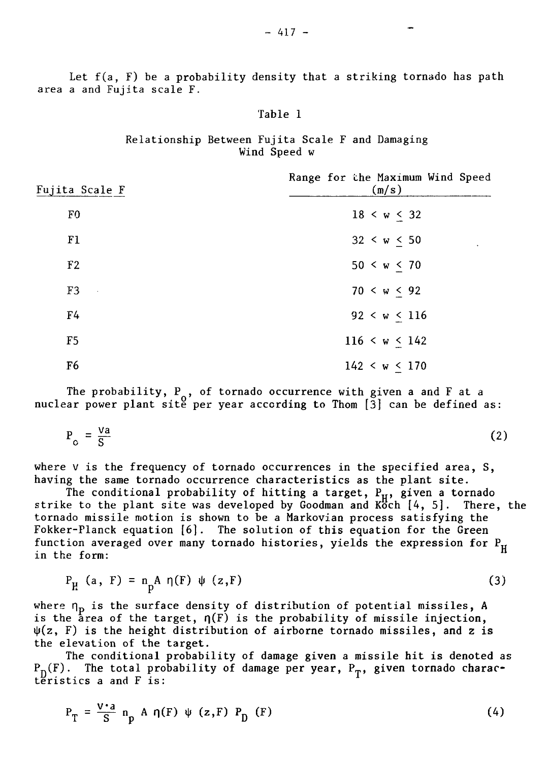Let f(a, F) be a probability density that a striking tornado has path area a and Fujita scale F.

Table 1

Relationship Between Fujita Scale F and Damaging Wind Speed w

| Fujita Scale F | Range for the Maximum Wind Speed (m/s) |
| --- | --- |
| F0 | $18 < w \leq 32$ |
| F1 | $32 < w \leq 50$ |
| F2 | $50 < w \leq 70$ |
| F3 | $70 < w \leq 92$ |
| F4 | $92 < w \leq 116$ |
| F5 | $116 < w \leq 142$ |
| F6 | $142 < w \leq 170$ |

The probability, $P_o$, of tornado occurrence with given a and F at a nuclear power plant site per year according to Thom [3] can be defined as:

$$P_o = \frac{\nu a}{S} \tag{2}$$

where $\nu$ is the frequency of tornado occurrences in the specified area, S, having the same tornado occurrence characteristics as the plant site.

The conditional probability of hitting a target, $P_H$, given a tornado strike to the plant site was developed by Goodman and Koch [4, 5]. There, the tornado missile motion is shown to be a Markovian process satisfying the Fokker-Planck equation [6]. The solution of this equation for the Green function averaged over many tornado histories, yields the expression for $P_H$ in the form:

$$P_H\,(a,\,F) = n_p A\,\eta(F)\,\psi\,(z,F) \tag{3}$$

where $\eta_p$ is the surface density of distribution of potential missiles, A is the area of the target, $\eta(F)$ is the probability of missile injection, $\psi(z, F)$ is the height distribution of airborne tornado missiles, and z is the elevation of the target.

The conditional probability of damage given a missile hit is denoted as $P_D(F)$. The total probability of damage per year, $P_T$, given tornado characteristics a and F is:

$$P_T = \frac{\nu \cdot a}{S}\, n_p\, A\, \eta(F)\, \psi\,(z,F)\, P_D\,(F) \tag{4}$$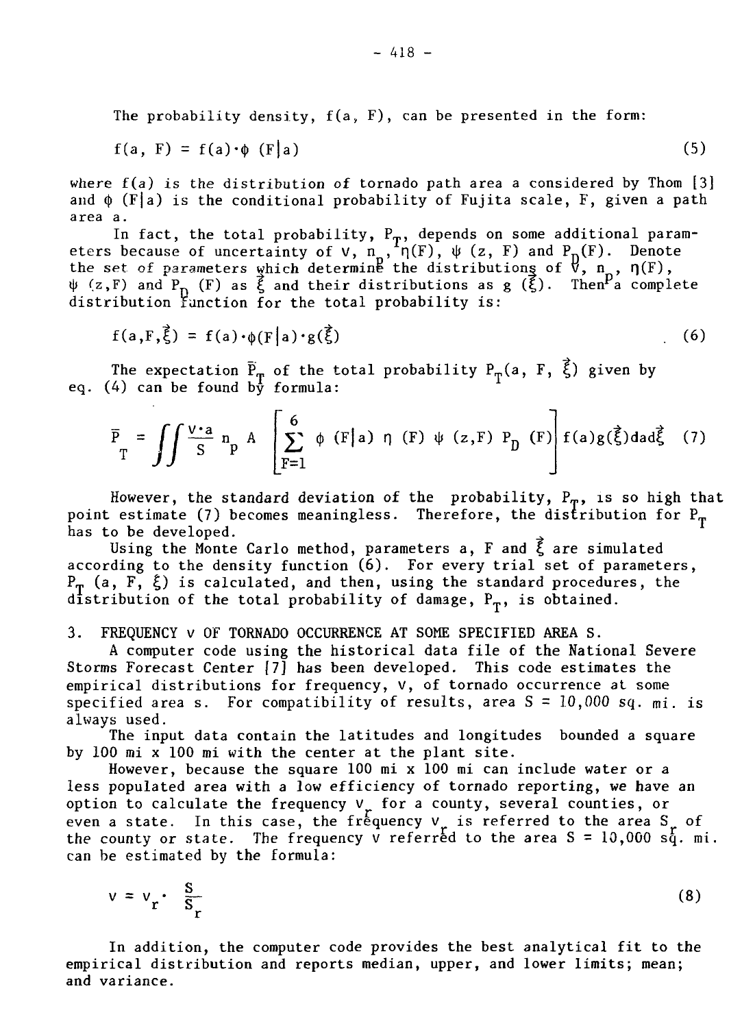The probability density, $f(a, F)$, can be presented in the form:

$$f(a, F) = f(a) \cdot \phi(F|a) \tag{5}$$

where $f(a)$ is the distribution of tornado path area a considered by Thom [3] and $\phi(F|a)$ is the conditional probability of Fujita scale, F, given a path area a.

In fact, the total probability, $P_T$, depends on some additional parameters because of uncertainty of $\nu$, $n_p$, $\eta(F)$, $\psi(z, F)$ and $P_D(F)$. Denote the set of parameters which determine the distributions of $\nu$, $n_p$, $\eta(F)$, $\psi(z,F)$ and $P_D(F)$ as $\vec{\xi}$ and their distributions as $g(\vec{\xi})$. Then a complete distribution function for the total probability is:

$$f(a,F,\vec{\xi}) = f(a) \cdot \phi(F|a) \cdot g(\vec{\xi}) \tag{6}$$

The expectation $\bar{P}_T$ of the total probability $P_T(a, F, \vec{\xi})$ given by eq. (4) can be found by formula:

$$\bar{P}_T = \iint \frac{\nu \cdot a}{S} n_p A \left[ \sum_{F=1}^{6} \phi(F|a)\, \eta(F)\, \psi(z,F)\, P_D(F) \right] f(a) g(\vec{\xi}) da d\vec{\xi} \tag{7}$$

However, the standard deviation of the probability, $P_T$, is so high that point estimate (7) becomes meaningless. Therefore, the distribution for $P_T$ has to be developed.

Using the Monte Carlo method, parameters a, F and $\vec{\xi}$ are simulated according to the density function (6). For every trial set of parameters, $P_T(a, F, \xi)$ is calculated, and then, using the standard procedures, the distribution of the total probability of damage, $P_T$, is obtained.

## 3. FREQUENCY $\nu$ OF TORNADO OCCURRENCE AT SOME SPECIFIED AREA S.

A computer code using the historical data file of the National Severe Storms Forecast Center [7] has been developed. This code estimates the empirical distributions for frequency, $\nu$, of tornado occurrence at some specified area s. For compatibility of results, area S = 10,000 sq. mi. is always used.

The input data contain the latitudes and longitudes bounded a square by 100 mi x 100 mi with the center at the plant site.

However, because the square 100 mi x 100 mi can include water or a less populated area with a low efficiency of tornado reporting, we have an option to calculate the frequency $\nu_r$ for a county, several counties, or even a state. In this case, the frequency $\nu_r$ is referred to the area $S_r$ of the county or state. The frequency $\nu$ referred to the area S = 10,000 sq. mi. can be estimated by the formula:

$$\nu = \nu_r \cdot \frac{S}{S_r} \tag{8}$$

In addition, the computer code provides the best analytical fit to the empirical distribution and reports median, upper, and lower limits; mean; and variance.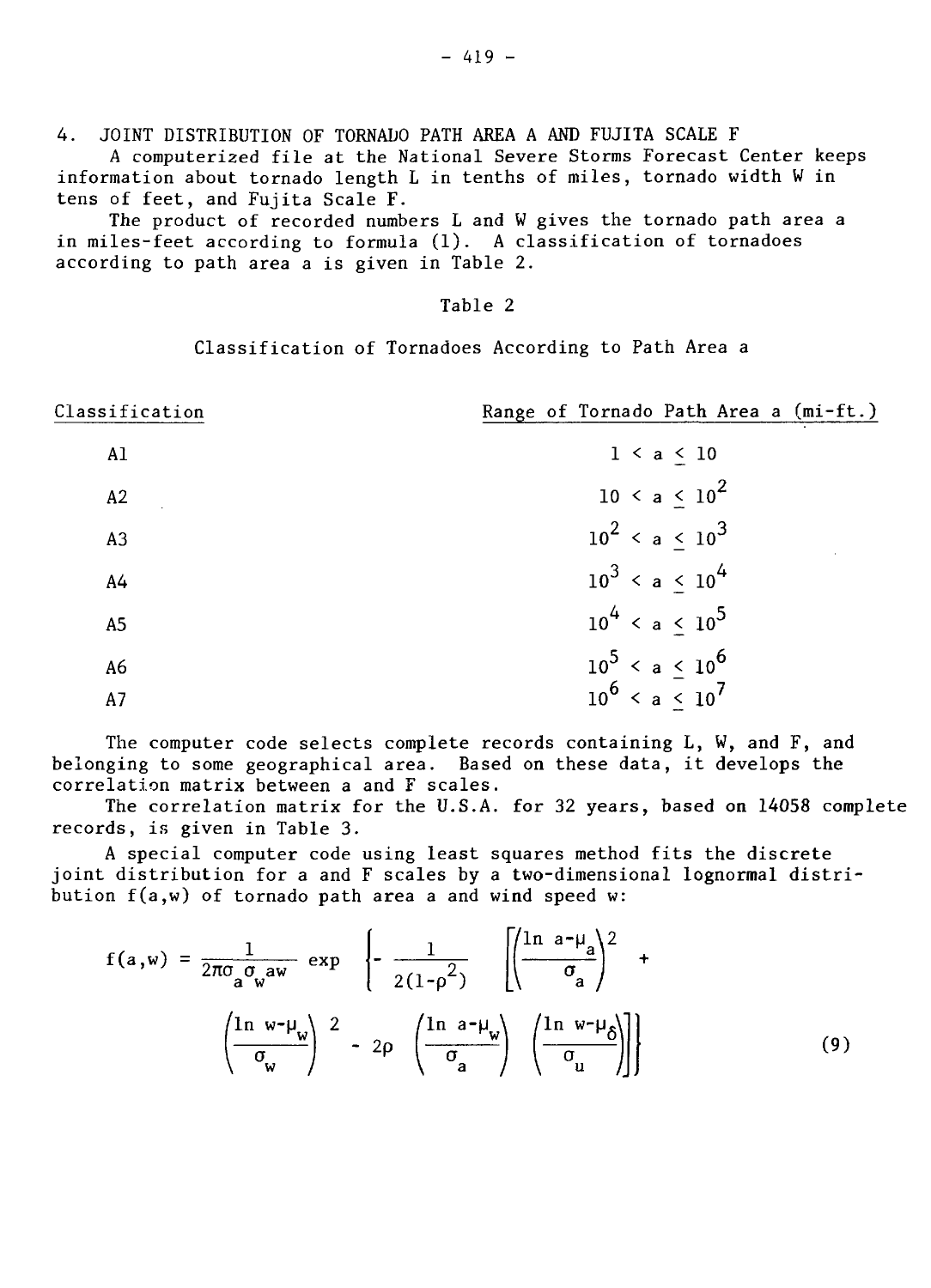## 4. JOINT DISTRIBUTION OF TORNADO PATH AREA A AND FUJITA SCALE F

A computerized file at the National Severe Storms Forecast Center keeps information about tornado length L in tenths of miles, tornado width W in tens of feet, and Fujita Scale F.

The product of recorded numbers L and W gives the tornado path area a in miles-feet according to formula (1). A classification of tornadoes according to path area a is given in Table 2.

Table 2

Classification of Tornadoes According to Path Area a

| Classification | Range of Tornado Path Area a (mi-ft.) |
|---|---|
| A1 | $1 < a \leq 10$ |
| A2 | $10 < a \leq 10^2$ |
| A3 | $10^2 < a \leq 10^3$ |
| A4 | $10^3 < a \leq 10^4$ |
| A5 | $10^4 < a \leq 10^5$ |
| A6 | $10^5 < a \leq 10^6$ |
| A7 | $10^6 < a \leq 10^7$ |

The computer code selects complete records containing L, W, and F, and belonging to some geographical area. Based on these data, it develops the correlation matrix between a and F scales.

The correlation matrix for the U.S.A. for 32 years, based on 14058 complete records, is given in Table 3.

A special computer code using least squares method fits the discrete joint distribution for a and F scales by a two-dimensional lognormal distribution f(a,w) of tornado path area a and wind speed w:

$$f(a,w) = \frac{1}{2\pi\sigma_a\sigma_w aw} \exp\left\{-\frac{1}{2(1-\rho^2)}\left[\left(\frac{\ln a-\mu_a}{\sigma_a}\right)^2 + \left(\frac{\ln w-\mu_w}{\sigma_w}\right)^2 - 2\rho\left(\frac{\ln a-\mu_w}{\sigma_a}\right)\left(\frac{\ln w-\mu_\delta}{\sigma_u}\right)\right]\right\} \tag{9}$$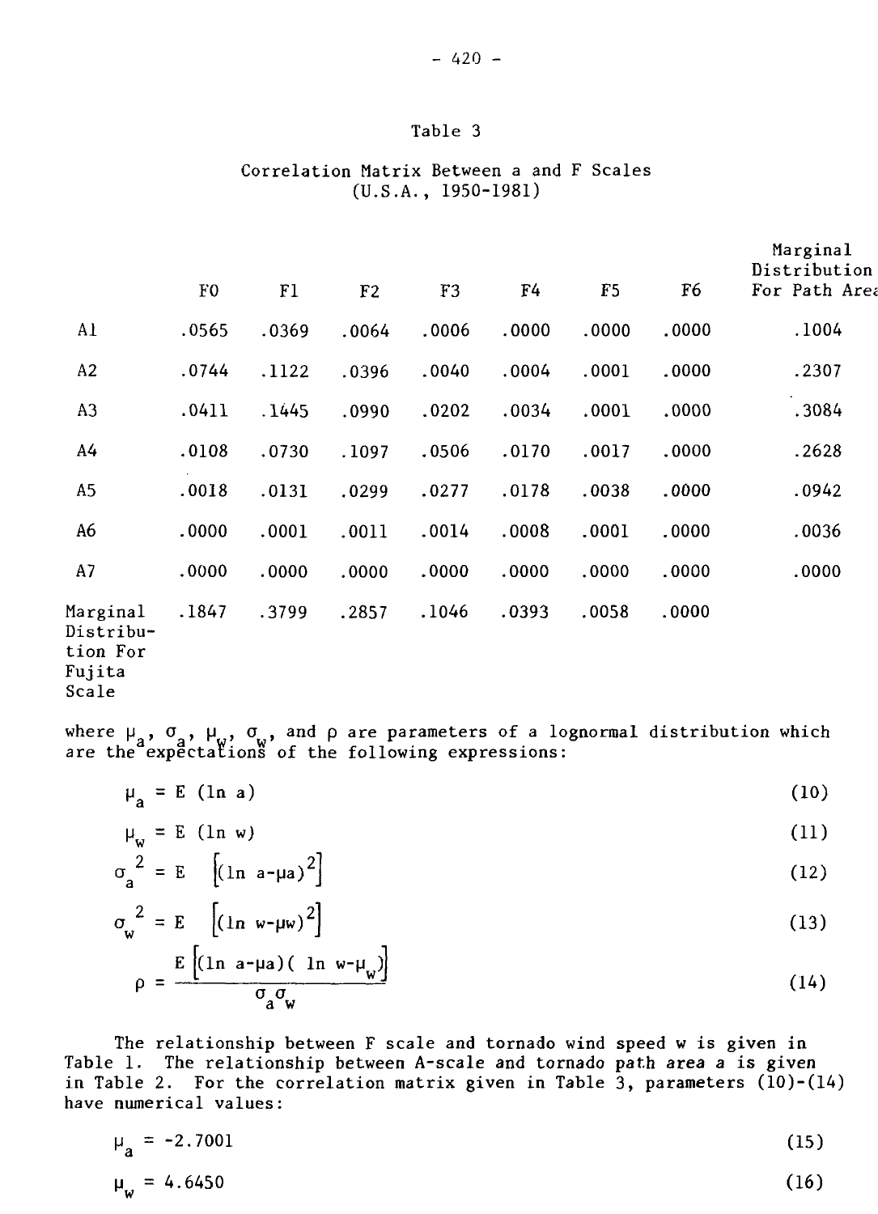Table 3

Correlation Matrix Between a and F Scales (U.S.A., 1950-1981)

| | F0 | F1 | F2 | F3 | F4 | F5 | F6 | Marginal Distribution For Path Area |
|---|---|---|---|---|---|---|---|---|
| A1 | .0565 | .0369 | .0064 | .0006 | .0000 | .0000 | .0000 | .1004 |
| A2 | .0744 | .1122 | .0396 | .0040 | .0004 | .0001 | .0000 | .2307 |
| A3 | .0411 | .1445 | .0990 | .0202 | .0034 | .0001 | .0000 | .3084 |
| A4 | .0108 | .0730 | .1097 | .0506 | .0170 | .0017 | .0000 | .2628 |
| A5 | .0018 | .0131 | .0299 | .0277 | .0178 | .0038 | .0000 | .0942 |
| A6 | .0000 | .0001 | .0011 | .0014 | .0008 | .0001 | .0000 | .0036 |
| A7 | .0000 | .0000 | .0000 | .0000 | .0000 | .0000 | .0000 | .0000 |
| Marginal Distribution For Fujita Scale | .1847 | .3799 | .2857 | .1046 | .0393 | .0058 | .0000 | |

where $\mu_a$, $\sigma_a$, $\mu_w$, $\sigma_w$, and $\rho$ are parameters of a lognormal distribution which are the expectations of the following expressions:

$$\mu_a = E\ (\ln a) \tag{10}$$

$$\mu_w = E\ (\ln w) \tag{11}$$

$$\sigma_a^{\ 2} = E\ \left[(\ln a - \mu a)^2\right] \tag{12}$$

$$\sigma_w^{\ 2} = E\ \left[(\ln w - \mu w)^2\right] \tag{13}$$

$$\rho = \frac{E\left[(\ln a - \mu a)(\ \ln w - \mu_w)\right]}{\sigma_a \sigma_w} \tag{14}$$

The relationship between F scale and tornado wind speed w is given in Table 1. The relationship between A-scale and tornado path area a is given in Table 2. For the correlation matrix given in Table 3, parameters (10)-(14) have numerical values:

$$\mu_a = -2.7001 \tag{15}$$

$$\mu_w = 4.6450 \tag{16}$$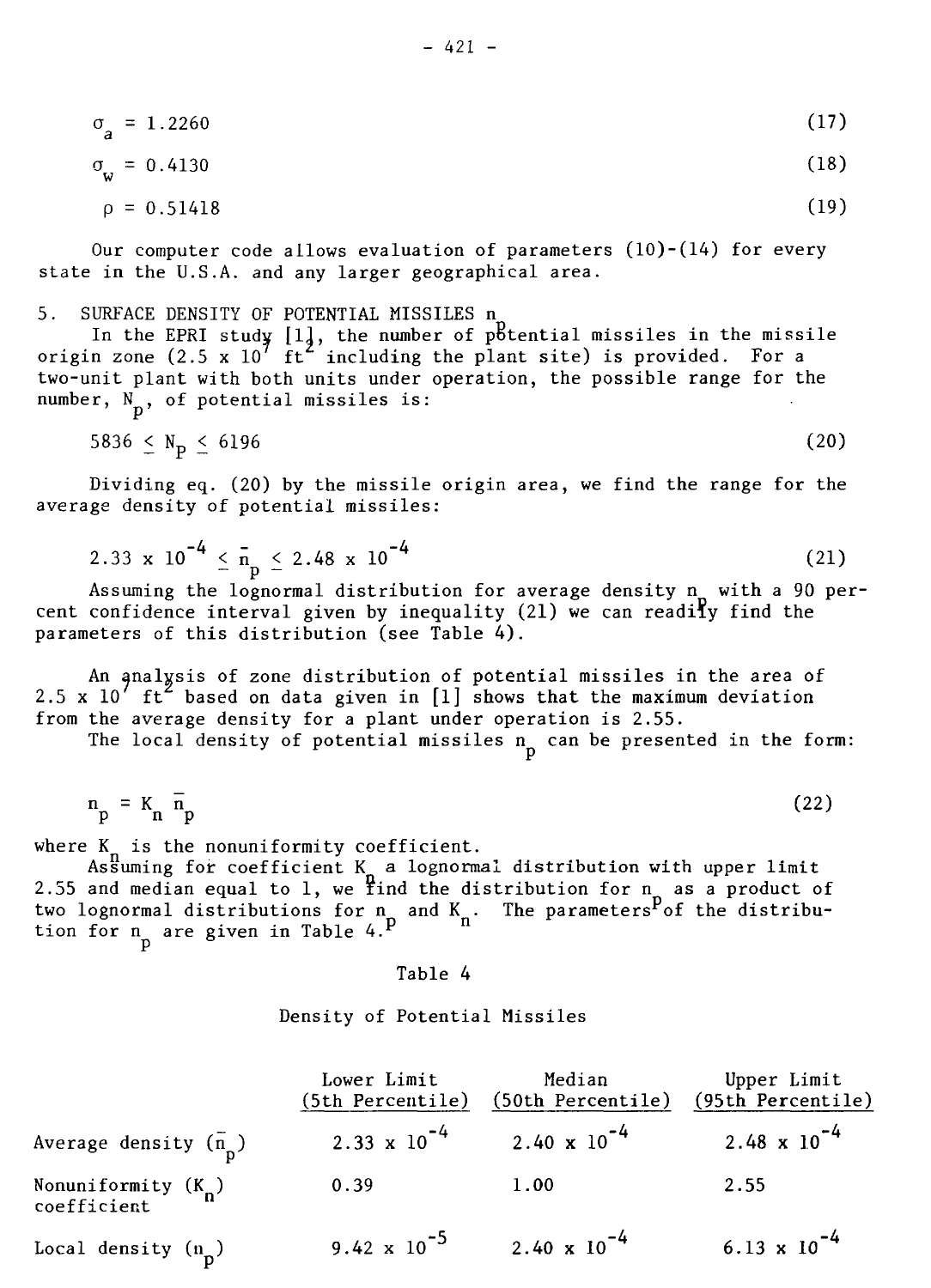$$\sigma_a = 1.2260 \tag{17}$$

$$\sigma_w = 0.4130 \tag{18}$$

$$\rho = 0.51418 \tag{19}$$

Our computer code allows evaluation of parameters (10)-(14) for every state in the U.S.A. and any larger geographical area.

## 5. SURFACE DENSITY OF POTENTIAL MISSILES $n_p$

In the EPRI study [1], the number of potential missiles in the missile origin zone ($2.5 \times 10^7$ $ft^2$ including the plant site) is provided. For a two-unit plant with both units under operation, the possible range for the number, $N_p$, of potential missiles is:

$$5836 \leq N_p \leq 6196 \tag{20}$$

Dividing eq. (20) by the missile origin area, we find the range for the average density of potential missiles:

$$2.33 \times 10^{-4} \leq \bar{n}_p \leq 2.48 \times 10^{-4} \tag{21}$$

Assuming the lognormal distribution for average density $n_p$ with a 90 percent confidence interval given by inequality (21) we can readily find the parameters of this distribution (see Table 4).

An analysis of zone distribution of potential missiles in the area of $2.5 \times 10^7$ $ft^2$ based on data given in [1] shows that the maximum deviation from the average density for a plant under operation is 2.55.

The local density of potential missiles $n_p$ can be presented in the form:

$$n_p = K_n \bar{n}_p \tag{22}$$

where $K_n$ is the nonuniformity coefficient.

Assuming for coefficient $K_n$ a lognormal distribution with upper limit 2.55 and median equal to 1, we find the distribution for $n_p$ as a product of two lognormal distributions for $n_p$ and $K_n$. The parameters of the distribution for $n_p$ are given in Table 4.

Table 4

Density of Potential Missiles

| | Lower Limit (5th Percentile) | Median (50th Percentile) | Upper Limit (95th Percentile) |
|---|---|---|---|
| Average density ($\bar{n}_p$) | $2.33 \times 10^{-4}$ | $2.40 \times 10^{-4}$ | $2.48 \times 10^{-4}$ |
| Nonuniformity ($K_n$) coefficient | 0.39 | 1.00 | 2.55 |
| Local density ($n_p$) | $9.42 \times 10^{-5}$ | $2.40 \times 10^{-4}$ | $6.13 \times 10^{-4}$ |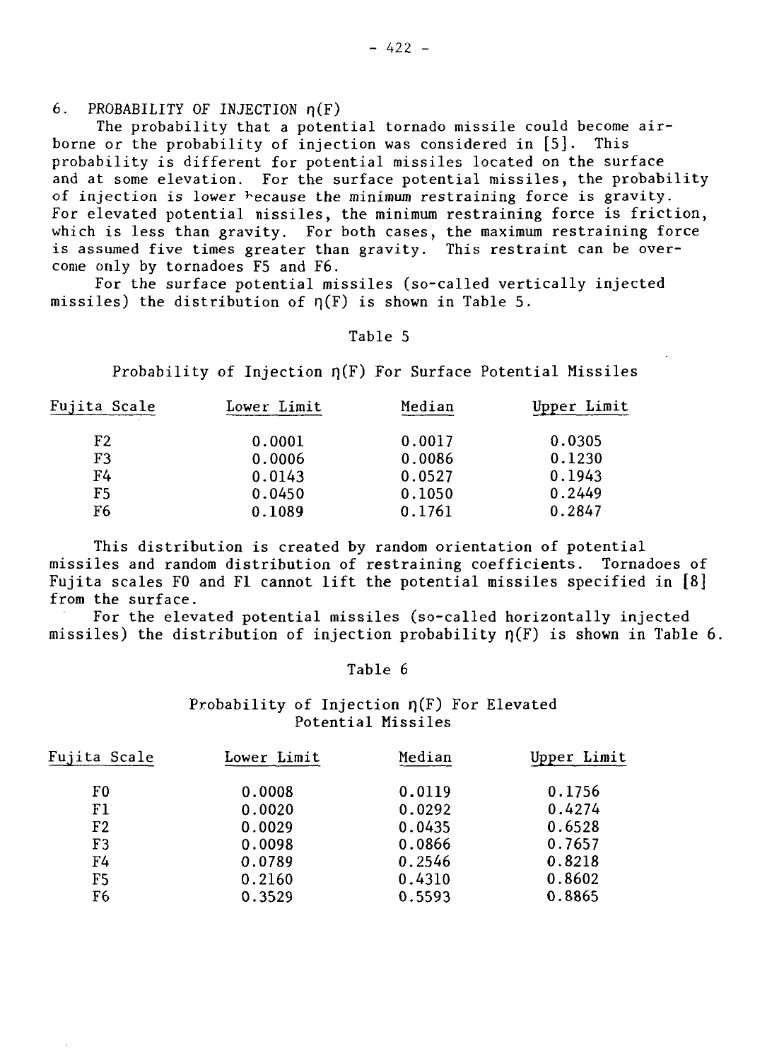## 6. PROBABILITY OF INJECTION $\eta(F)$

The probability that a potential tornado missile could become airborne or the probability of injection was considered in [5]. This probability is different for potential missiles located on the surface and at some elevation. For the surface potential missiles, the probability of injection is lower because the minimum restraining force is gravity. For elevated potential missiles, the minimum restraining force is friction, which is less than gravity. For both cases, the maximum restraining force is assumed five times greater than gravity. This restraint can be overcome only by tornadoes F5 and F6.

For the surface potential missiles (so-called vertically injected missiles) the distribution of $\eta(F)$ is shown in Table 5.

Table 5

Probability of Injection $\eta(F)$ For Surface Potential Missiles

| Fujita Scale | Lower Limit | Median | Upper Limit |
|---|---|---|---|
| F2 | 0.0001 | 0.0017 | 0.0305 |
| F3 | 0.0006 | 0.0086 | 0.1230 |
| F4 | 0.0143 | 0.0527 | 0.1943 |
| F5 | 0.0450 | 0.1050 | 0.2449 |
| F6 | 0.1089 | 0.1761 | 0.2847 |

This distribution is created by random orientation of potential missiles and random distribution of restraining coefficients. Tornadoes of Fujita scales F0 and F1 cannot lift the potential missiles specified in [8] from the surface.

For the elevated potential missiles (so-called horizontally injected missiles) the distribution of injection probability $\eta(F)$ is shown in Table 6.

Table 6

Probability of Injection $\eta(F)$ For Elevated Potential Missiles

| Fujita Scale | Lower Limit | Median | Upper Limit |
|---|---|---|---|
| F0 | 0.0008 | 0.0119 | 0.1756 |
| F1 | 0.0020 | 0.0292 | 0.4274 |
| F2 | 0.0029 | 0.0435 | 0.6528 |
| F3 | 0.0098 | 0.0866 | 0.7657 |
| F4 | 0.0789 | 0.2546 | 0.8218 |
| F5 | 0.2160 | 0.4310 | 0.8602 |
| F6 | 0.3529 | 0.5593 | 0.8865 |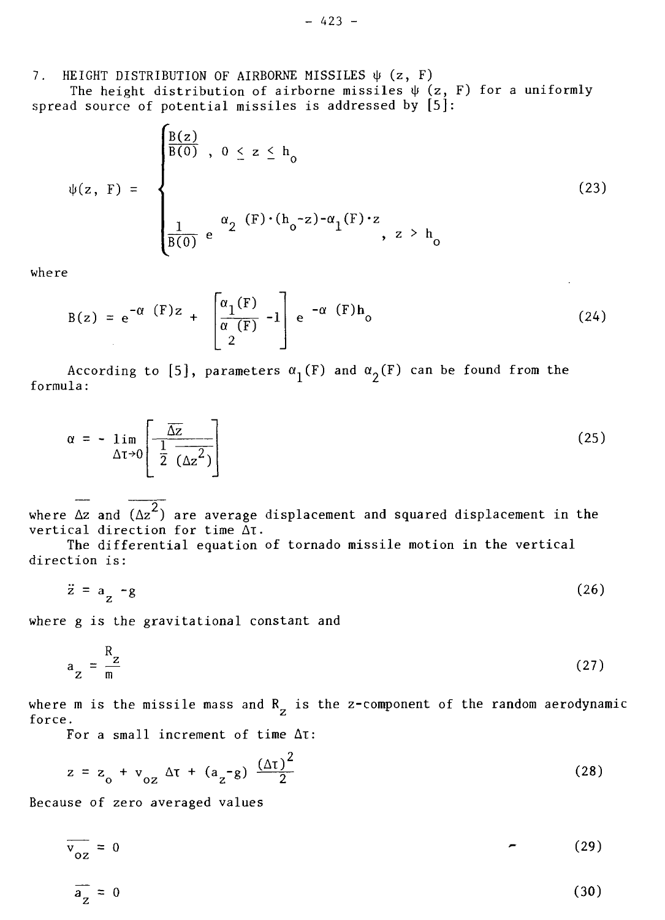## 7. HEIGHT DISTRIBUTION OF AIRBORNE MISSILES $\psi(z, F)$

The height distribution of airborne missiles $\psi(z, F)$ for a uniformly spread source of potential missiles is addressed by [5]:

$$\psi(z, F) = \begin{cases} \dfrac{B(z)}{B(0)}, & 0 \le z \le h_o \\[2ex] \dfrac{1}{B(0)} e^{\alpha_2(F)\cdot(h_o - z) - \alpha_1(F)\cdot z}, & z > h_o \end{cases} \tag{23}$$

where

$$B(z) = e^{-\alpha(F)z} + \left[\frac{\alpha_1(F)}{\alpha_2(F)} - 1\right] e^{-\alpha(F)h_o} \tag{24}$$

According to [5], parameters $\alpha_1(F)$ and $\alpha_2(F)$ can be found from the formula:

$$\alpha = -\lim_{\Delta\tau \to 0} \left[\frac{\overline{\Delta z}}{\frac{1}{2}\overline{(\Delta z^2)}}\right] \tag{25}$$

where $\overline{\Delta z}$ and $\overline{(\Delta z^2)}$ are average displacement and squared displacement in the vertical direction for time $\Delta\tau$.

The differential equation of tornado missile motion in the vertical direction is:

$$\ddot{z} = a_z - g \tag{26}$$

where g is the gravitational constant and

$$a_z = \frac{R_z}{m} \tag{27}$$

where m is the missile mass and $R_z$ is the z-component of the random aerodynamic force.

For a small increment of time $\Delta\tau$:

$$z = z_o + v_{oz}\,\Delta\tau + (a_z - g)\,\frac{(\Delta\tau)^2}{2} \tag{28}$$

Because of zero averaged values

$$\overline{v_{oz}} = 0 \tag{29}$$

$$\overline{a_z} = 0 \tag{30}$$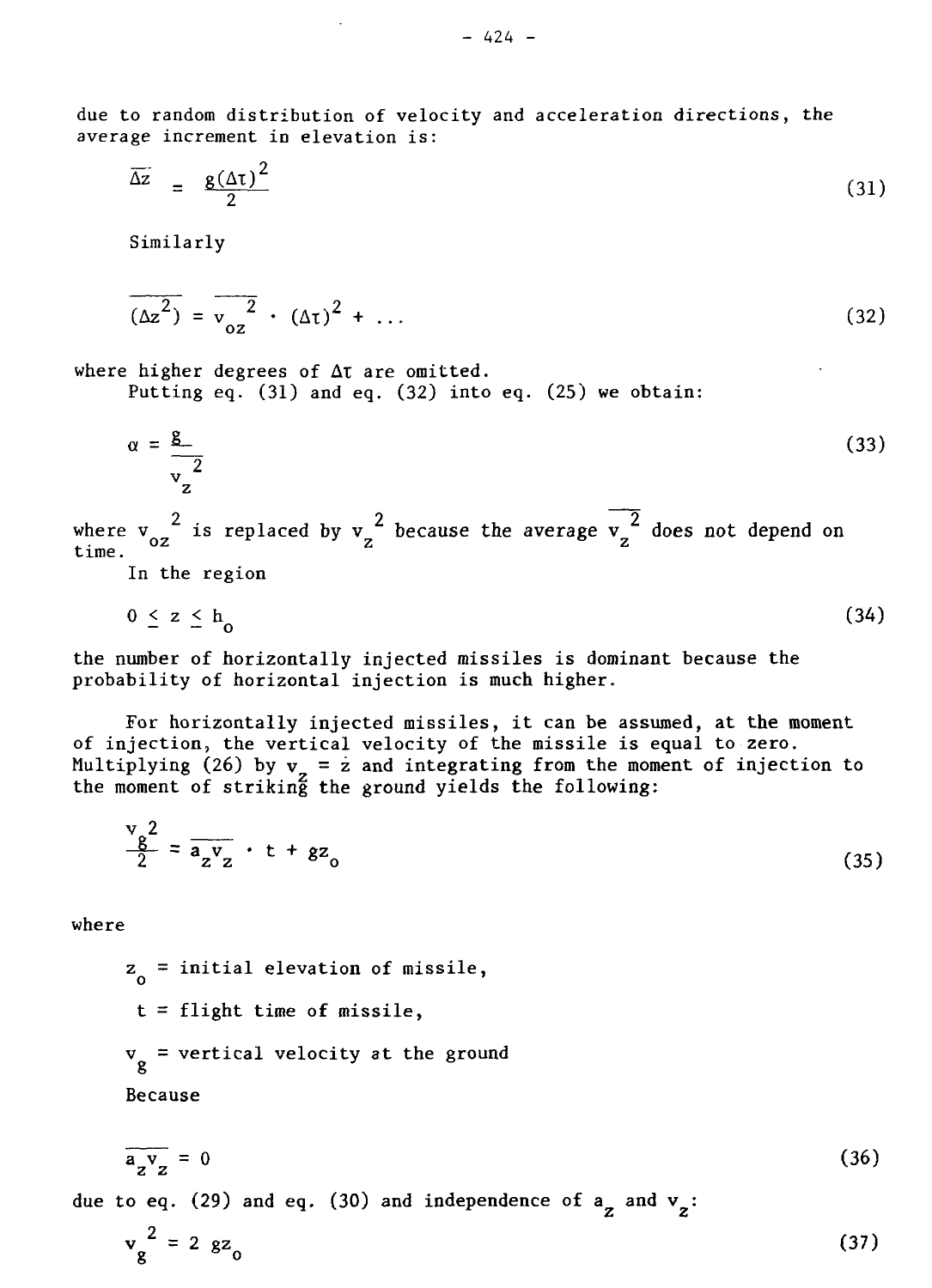due to random distribution of velocity and acceleration directions, the average increment in elevation is:

$$\overline{\Delta z} = \frac{g(\Delta\tau)^2}{2} \tag{31}$$

Similarly

$$\overline{(\Delta z^2)} = \overline{v_{oz}^{\;2}} \cdot (\Delta\tau)^2 + \ldots \tag{32}$$

where higher degrees of $\Delta\tau$ are omitted.

Putting eq. (31) and eq. (32) into eq. (25) we obtain:

$$\alpha = \frac{g}{\overline{v_z^{\;2}}} \tag{33}$$

where $v_{oz}^{\;2}$ is replaced by $v_z^{\;2}$ because the average $\overline{v_z^{\;2}}$ does not depend on time.

In the region

$$0 \leq z \leq h_o \tag{34}$$

the number of horizontally injected missiles is dominant because the probability of horizontal injection is much higher.

For horizontally injected missiles, it can be assumed, at the moment of injection, the vertical velocity of the missile is equal to zero. Multiplying (26) by $v_z = \dot{z}$ and integrating from the moment of injection to the moment of striking the ground yields the following:

$$\frac{v_g^{\;2}}{2} = \overline{a_z v_z} \cdot t + g z_o \tag{35}$$

where

$z_o$ = initial elevation of missile,

$t$ = flight time of missile,

$v_g$ = vertical velocity at the ground

Because

$$\overline{a_z v_z} = 0 \tag{36}$$

due to eq. (29) and eq. (30) and independence of $a_z$ and $v_z$:

$$v_g^{\;2} = 2\, g z_o \tag{37}$$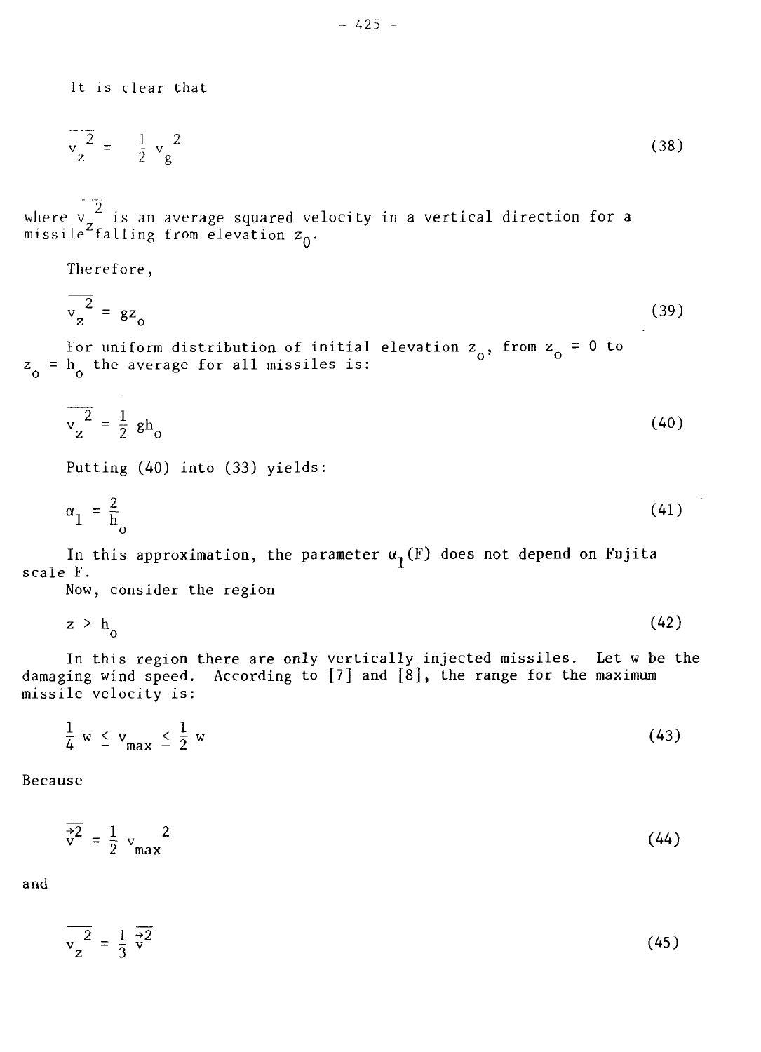It is clear that

$$\overline{v_z^2} = \frac{1}{2} v_g^2 \tag{38}$$

where $\overline{v_z^2}$ is an average squared velocity in a vertical direction for a missile falling from elevation $z_0$.

Therefore,

$$\overline{v_z^2} = gz_o \tag{39}$$

For uniform distribution of initial elevation $z_o$, from $z_o = 0$ to $z_o = h_o$ the average for all missiles is:

$$\overline{v_z^2} = \frac{1}{2} gh_o \tag{40}$$

Putting (40) into (33) yields:

$$\alpha_1 = \frac{2}{h_o} \tag{41}$$

In this approximation, the parameter $\alpha_1(F)$ does not depend on Fujita scale F.

Now, consider the region

$$z > h_o \tag{42}$$

In this region there are only vertically injected missiles. Let w be the damaging wind speed. According to [7] and [8], the range for the maximum missile velocity is:

$$\frac{1}{4} w \leq v_{max} \leq \frac{1}{2} w \tag{43}$$

Because

$$\overline{\vec{v}^2} = \frac{1}{2} v_{max}^2 \tag{44}$$

and

$$\overline{v_z^2} = \frac{1}{3} \overline{\vec{v}^2} \tag{45}$$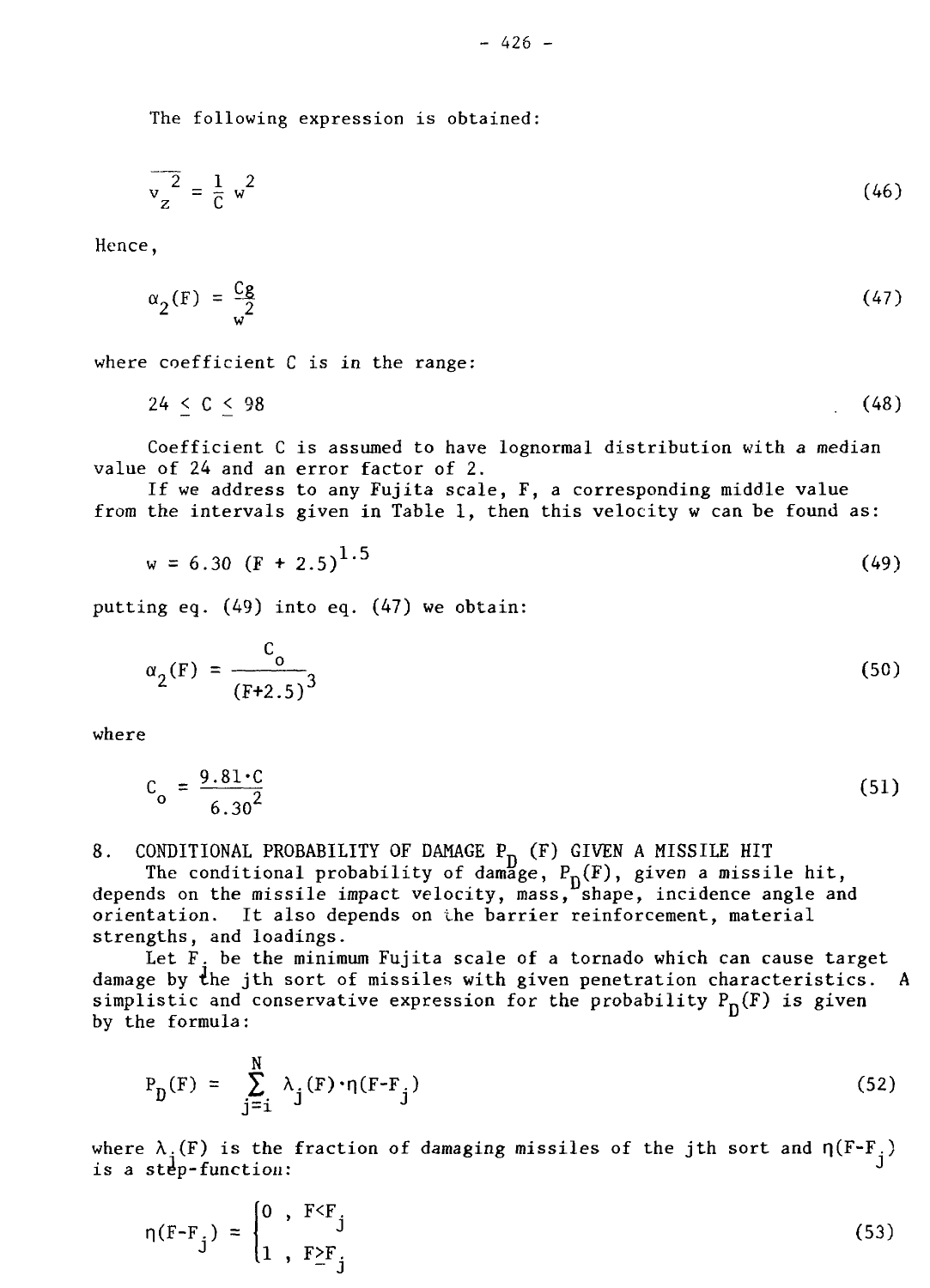The following expression is obtained:

$$\overline{v_z^2} = \frac{1}{C} w^2 \tag{46}$$

Hence,

$$\alpha_2(F) = \frac{Cg}{w^2} \tag{47}$$

where coefficient C is in the range:

$$24 \leq C \leq 98 \tag{48}$$

Coefficient C is assumed to have lognormal distribution with a median value of 24 and an error factor of 2.

If we address to any Fujita scale, F, a corresponding middle value from the intervals given in Table 1, then this velocity w can be found as:

$$w = 6.30 \ (F + 2.5)^{1.5} \tag{49}$$

putting eq. (49) into eq. (47) we obtain:

$$\alpha_2(F) = \frac{C_o}{(F+2.5)^3} \tag{50}$$

where

$$C_o = \frac{9.81 \cdot C}{6.30^2} \tag{51}$$

## 8. CONDITIONAL PROBABILITY OF DAMAGE $P_D$ (F) GIVEN A MISSILE HIT

The conditional probability of damage, $P_D(F)$, given a missile hit, depends on the missile impact velocity, mass, shape, incidence angle and orientation. It also depends on the barrier reinforcement, material strengths, and loadings.

Let $F_j$ be the minimum Fujita scale of a tornado which can cause target damage by the jth sort of missiles with given penetration characteristics. A simplistic and conservative expression for the probability $P_D(F)$ is given by the formula:

$$P_D(F) = \sum_{j=i}^{N} \lambda_j(F) \cdot \eta(F-F_j) \tag{52}$$

where $\lambda_j(F)$ is the fraction of damaging missiles of the jth sort and $\eta(F-F_j)$ is a step-function:

$$\eta(F-F_j) = \begin{cases} 0 \ , & F<F_j \\ 1 \ , & F \geq F_j \end{cases} \tag{53}$$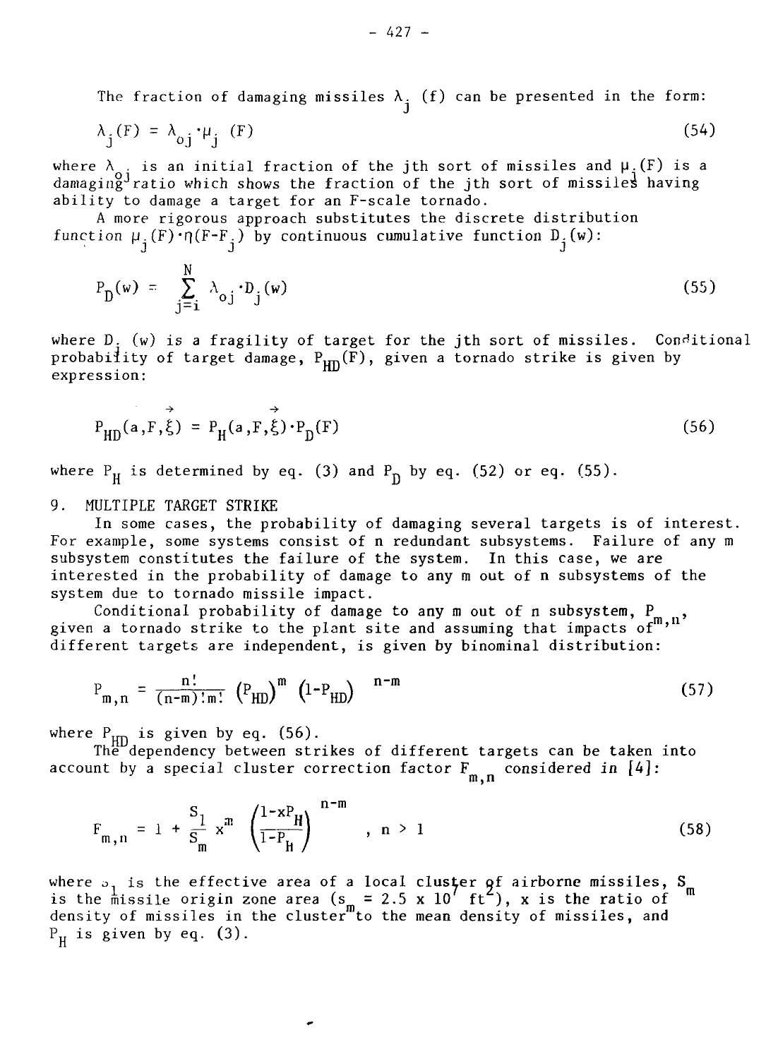The fraction of damaging missiles $\lambda_j$ (f) can be presented in the form:

$$\lambda_j(F) = \lambda_{oj} \cdot \mu_j \ (F) \tag{54}$$

where $\lambda_{oj}$ is an initial fraction of the jth sort of missiles and $\mu_j(F)$ is a damaging ratio which shows the fraction of the jth sort of missiles having ability to damage a target for an F-scale tornado.

A more rigorous approach substitutes the discrete distribution function $\mu_j(F) \cdot \eta(F-F_j)$ by continuous cumulative function $D_j(w)$:

$$P_D(w) = \sum_{j=i}^{N} \lambda_{oj} \cdot D_j(w) \tag{55}$$

where $D_j(w)$ is a fragility of target for the jth sort of missiles. Conditional probability of target damage, $P_{HD}(F)$, given a tornado strike is given by expression:

$$P_{HD}(a,F,\vec{\xi}) = P_H(a,F,\vec{\xi}) \cdot P_D(F) \tag{56}$$

where $P_H$ is determined by eq. (3) and $P_D$ by eq. (52) or eq. (55).

## 9. MULTIPLE TARGET STRIKE

In some cases, the probability of damaging several targets is of interest. For example, some systems consist of n redundant subsystems. Failure of any m subsystem constitutes the failure of the system. In this case, we are interested in the probability of damage to any m out of n subsystems of the system due to tornado missile impact.

Conditional probability of damage to any m out of n subsystem, $P_{m,n}$, given a tornado strike to the plant site and assuming that impacts of different targets are independent, is given by binominal distribution:

$$P_{m,n} = \frac{n!}{(n-m)!m!} \left(P_{HD}\right)^m \left(1-P_{HD}\right)^{n-m} \tag{57}$$

where $P_{HD}$ is given by eq. (56).

The dependency between strikes of different targets can be taken into account by a special cluster correction factor $F_{m,n}$ considered in [4]:

$$F_{m,n} = 1 + \frac{S_1}{S_m} x^m \left(\frac{1-xP_H}{1-P_H}\right)^{n-m} \quad , \ n > 1 \tag{58}$$

where $S_1$ is the effective area of a local cluster of airborne missiles, $S_m$ is the missile origin zone area ($s_m = 2.5 \times 10^7 \ ft^2$), x is the ratio of density of missiles in the cluster to the mean density of missiles, and $P_H$ is given by eq. (3).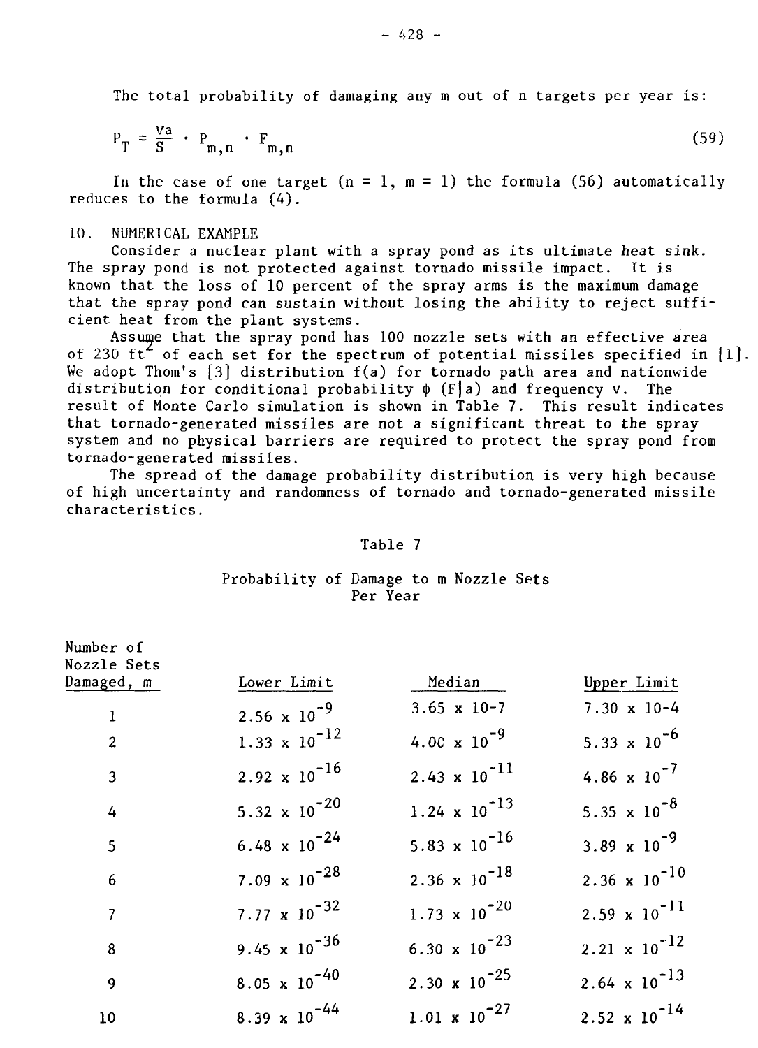The total probability of damaging any m out of n targets per year is:

$$P_T = \frac{\nu a}{S} \cdot P_{m,n} \cdot F_{m,n} \tag{59}$$

In the case of one target (n = 1, m = 1) the formula (56) automatically reduces to the formula (4).

## 10. NUMERICAL EXAMPLE

Consider a nuclear plant with a spray pond as its ultimate heat sink. The spray pond is not protected against tornado missile impact. It is known that the loss of 10 percent of the spray arms is the maximum damage that the spray pond can sustain without losing the ability to reject sufficient heat from the plant systems.

Assume that the spray pond has 100 nozzle sets with an effective area of 230 $ft^2$ of each set for the spectrum of potential missiles specified in [1]. We adopt Thom's [3] distribution f(a) for tornado path area and nationwide distribution for conditional probability $\phi$ (F|a) and frequency $\nu$. The result of Monte Carlo simulation is shown in Table 7. This result indicates that tornado-generated missiles are not a significant threat to the spray system and no physical barriers are required to protect the spray pond from tornado-generated missiles.

The spread of the damage probability distribution is very high because of high uncertainty and randomness of tornado and tornado-generated missile characteristics.

Table 7

Probability of Damage to m Nozzle Sets Per Year

| Number of Nozzle Sets Damaged, m | Lower Limit | Median | Upper Limit |
|---|---|---|---|
| 1 | $2.56 \times 10^{-9}$ | $3.65 \times 10^{-7}$ | $7.30 \times 10^{-4}$ |
| 2 | $1.33 \times 10^{-12}$ | $4.00 \times 10^{-9}$ | $5.33 \times 10^{-6}$ |
| 3 | $2.92 \times 10^{-16}$ | $2.43 \times 10^{-11}$ | $4.86 \times 10^{-7}$ |
| 4 | $5.32 \times 10^{-20}$ | $1.24 \times 10^{-13}$ | $5.35 \times 10^{-8}$ |
| 5 | $6.48 \times 10^{-24}$ | $5.83 \times 10^{-16}$ | $3.89 \times 10^{-9}$ |
| 6 | $7.09 \times 10^{-28}$ | $2.36 \times 10^{-18}$ | $2.36 \times 10^{-10}$ |
| 7 | $7.77 \times 10^{-32}$ | $1.73 \times 10^{-20}$ | $2.59 \times 10^{-11}$ |
| 8 | $9.45 \times 10^{-36}$ | $6.30 \times 10^{-23}$ | $2.21 \times 10^{-12}$ |
| 9 | $8.05 \times 10^{-40}$ | $2.30 \times 10^{-25}$ | $2.64 \times 10^{-13}$ |
| 10 | $8.39 \times 10^{-44}$ | $1.01 \times 10^{-27}$ | $2.52 \times 10^{-14}$ |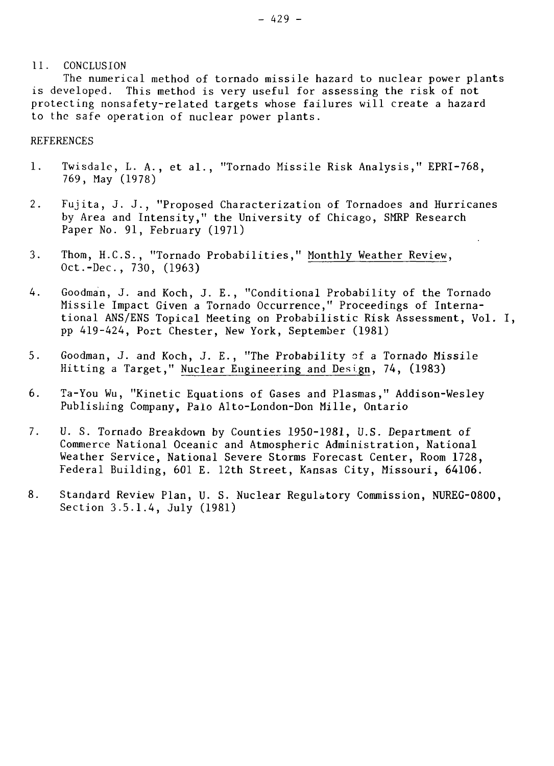## 11. CONCLUSION

The numerical method of tornado missile hazard to nuclear power plants is developed. This method is very useful for assessing the risk of not protecting nonsafety-related targets whose failures will create a hazard to the safe operation of nuclear power plants.

## REFERENCES

1. Twisdale, L. A., et al., "Tornado Missile Risk Analysis," EPRI-768, 769, May (1978)

2. Fujita, J. J., "Proposed Characterization of Tornadoes and Hurricanes by Area and Intensity," the University of Chicago, SMRP Research Paper No. 91, February (1971)

3. Thom, H.C.S., "Tornado Probabilities," Monthly Weather Review, Oct.-Dec., 730, (1963)

4. Goodman, J. and Koch, J. E., "Conditional Probability of the Tornado Missile Impact Given a Tornado Occurrence," Proceedings of International ANS/ENS Topical Meeting on Probabilistic Risk Assessment, Vol. I, pp 419-424, Port Chester, New York, September (1981)

5. Goodman, J. and Koch, J. E., "The Probability of a Tornado Missile Hitting a Target," Nuclear Engineering and Design, 74, (1983)

6. Ta-You Wu, "Kinetic Equations of Gases and Plasmas," Addison-Wesley Publishing Company, Palo Alto-London-Don Mille, Ontario

7. U. S. Tornado Breakdown by Counties 1950-1981, U.S. Department of Commerce National Oceanic and Atmospheric Administration, National Weather Service, National Severe Storms Forecast Center, Room 1728, Federal Building, 601 E. 12th Street, Kansas City, Missouri, 64106.

8. Standard Review Plan, U. S. Nuclear Regulatory Commission, NUREG-0800, Section 3.5.1.4, July (1981)